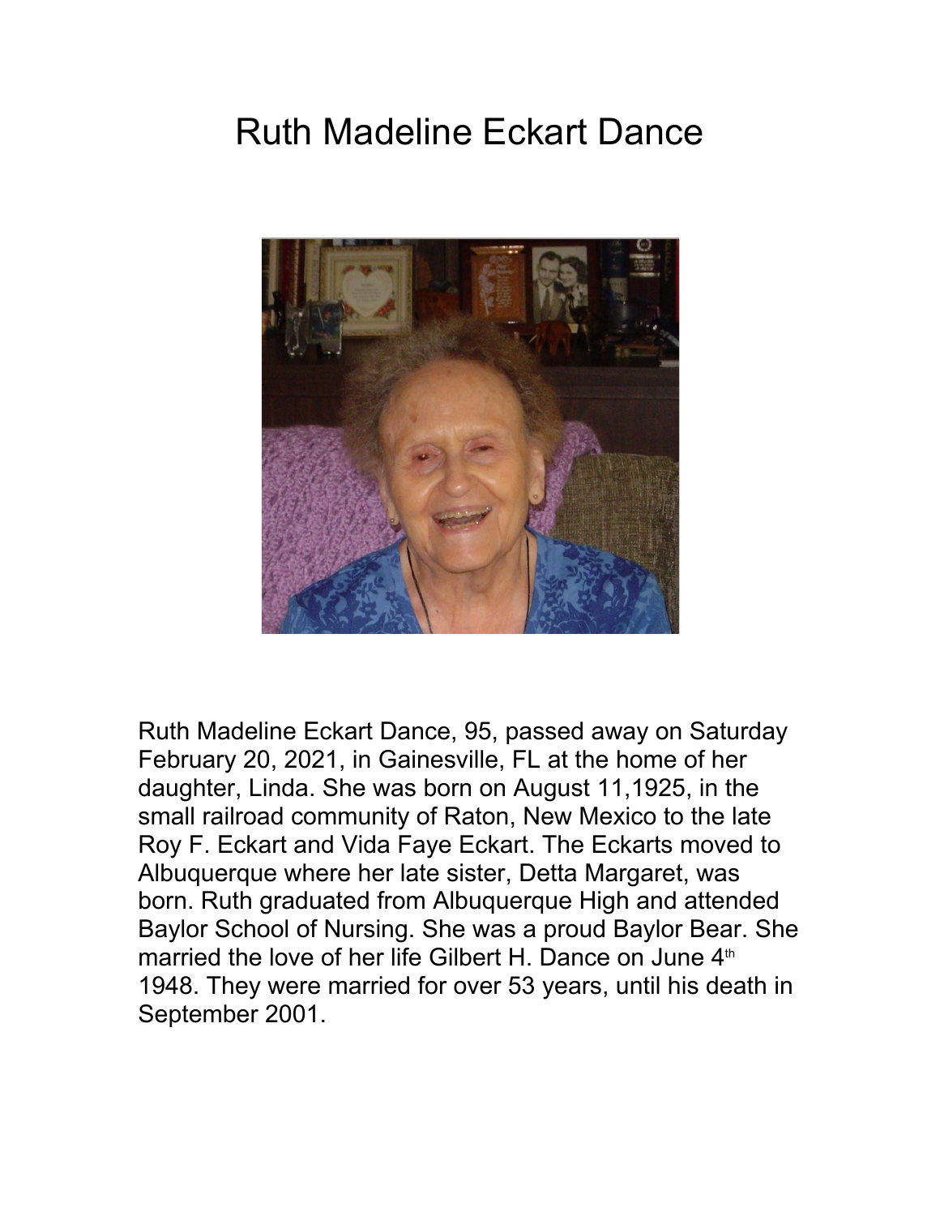# Ruth Madeline Eckart Dance

Ruth Madeline Eckart Dance, 95, passed away on Saturday February 20, 2021, in Gainesville, FL at the home of her daughter, Linda. She was born on August 11,1925, in the small railroad community of Raton, New Mexico to the late Roy F. Eckart and Vida Faye Eckart. The Eckarts moved to Albuquerque where her late sister, Detta Margaret, was born. Ruth graduated from Albuquerque High and attended Baylor School of Nursing. She was a proud Baylor Bear. She married the love of her life Gilbert H. Dance on June 4th 1948. They were married for over 53 years, until his death in September 2001.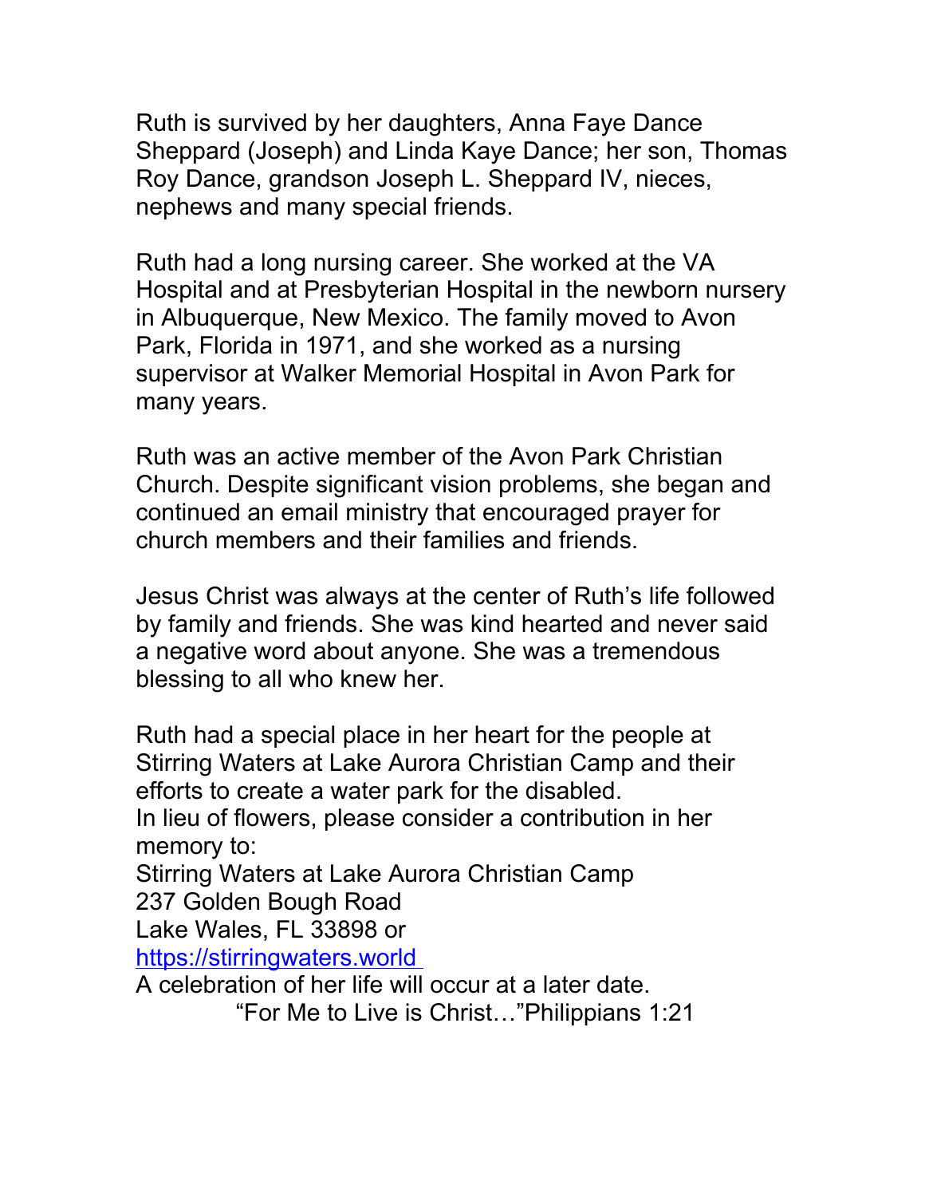Ruth is survived by her daughters, Anna Faye Dance Sheppard (Joseph) and Linda Kaye Dance; her son, Thomas Roy Dance, grandson Joseph L. Sheppard IV, nieces, nephews and many special friends.

Ruth had a long nursing career. She worked at the VA Hospital and at Presbyterian Hospital in the newborn nursery in Albuquerque, New Mexico. The family moved to Avon Park, Florida in 1971, and she worked as a nursing supervisor at Walker Memorial Hospital in Avon Park for many years.

Ruth was an active member of the Avon Park Christian Church. Despite significant vision problems, she began and continued an email ministry that encouraged prayer for church members and their families and friends.

Jesus Christ was always at the center of Ruth's life followed by family and friends. She was kind hearted and never said a negative word about anyone. She was a tremendous blessing to all who knew her.

Ruth had a special place in her heart for the people at Stirring Waters at Lake Aurora Christian Camp and their efforts to create a water park for the disabled.
In lieu of flowers, please consider a contribution in her memory to:
Stirring Waters at Lake Aurora Christian Camp
237 Golden Bough Road
Lake Wales, FL 33898 or
https://stirringwaters.world
A celebration of her life will occur at a later date.

"For Me to Live is Christ…"Philippians 1:21